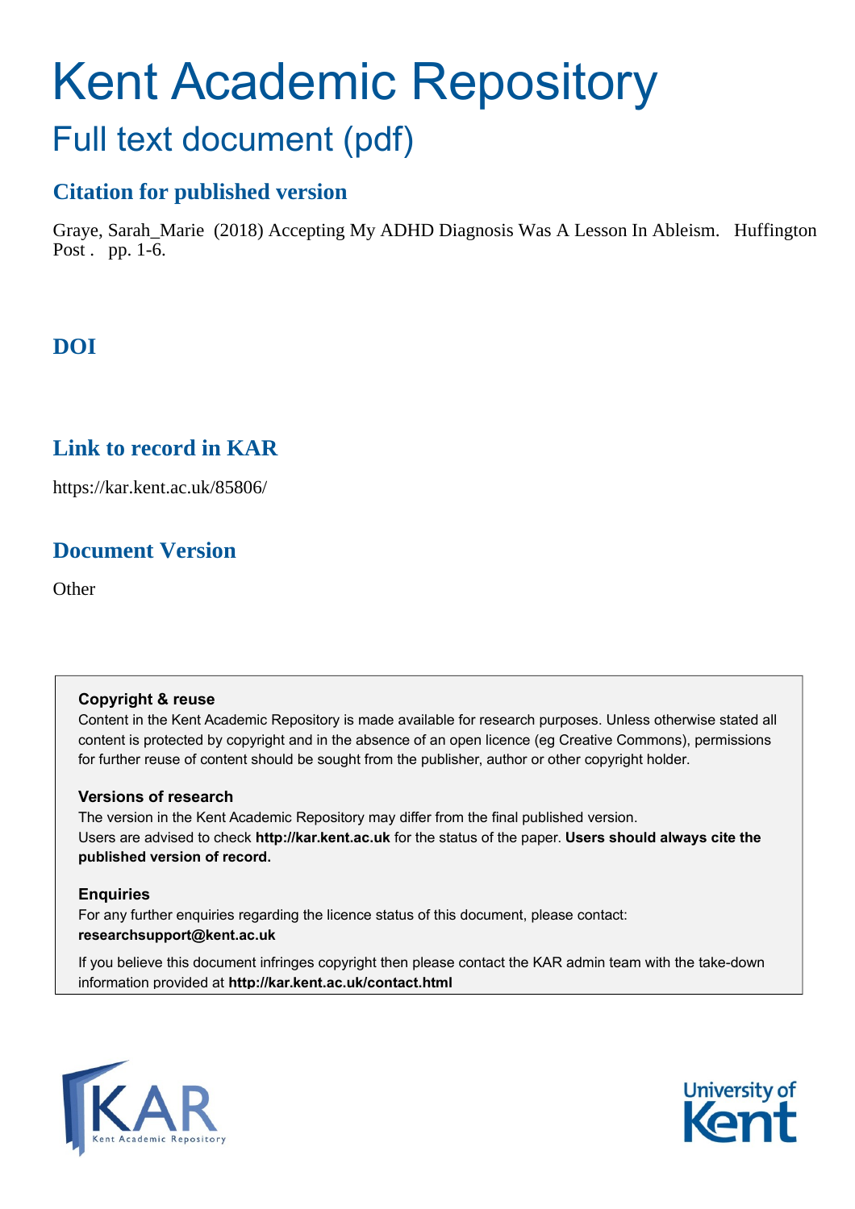# Kent Academic Repository

## Full text document (pdf)

### Citation for published version

Graye, Sarah_Marie (2018) Accepting My ADHD Diagnosis Was A Lesson In Ableism. Huffington Post . pp. 1-6.

### DOI

### Link to record in KAR

https://kar.kent.ac.uk/85806/

### Document Version

Other

**Copyright & reuse**

Content in the Kent Academic Repository is made available for research purposes. Unless otherwise stated all content is protected by copyright and in the absence of an open licence (eg Creative Commons), permissions for further reuse of content should be sought from the publisher, author or other copyright holder.

**Versions of research**

The version in the Kent Academic Repository may differ from the final published version. Users are advised to check **http://kar.kent.ac.uk** for the status of the paper. **Users should always cite the published version of record.**

**Enquiries**

For any further enquiries regarding the licence status of this document, please contact: **researchsupport@kent.ac.uk**

If you believe this document infringes copyright then please contact the KAR admin team with the take-down information provided at **http://kar.kent.ac.uk/contact.html**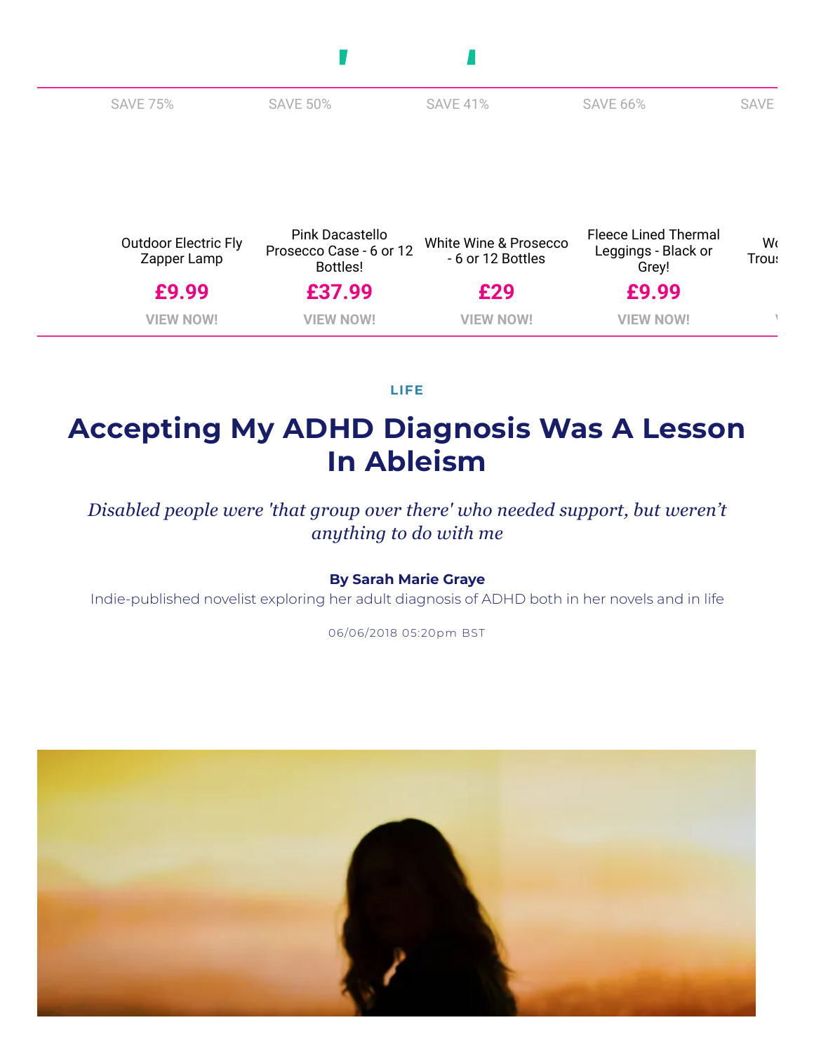LIFE

# Accepting My ADHD Diagnosis Was A Lesson In Ableism

*Disabled people were 'that group over there' who needed support, but weren't anything to do with me*

**By Sarah Marie Graye**

Indie-published novelist exploring her adult diagnosis of ADHD both in her novels and in life

06/06/2018 05:20pm BST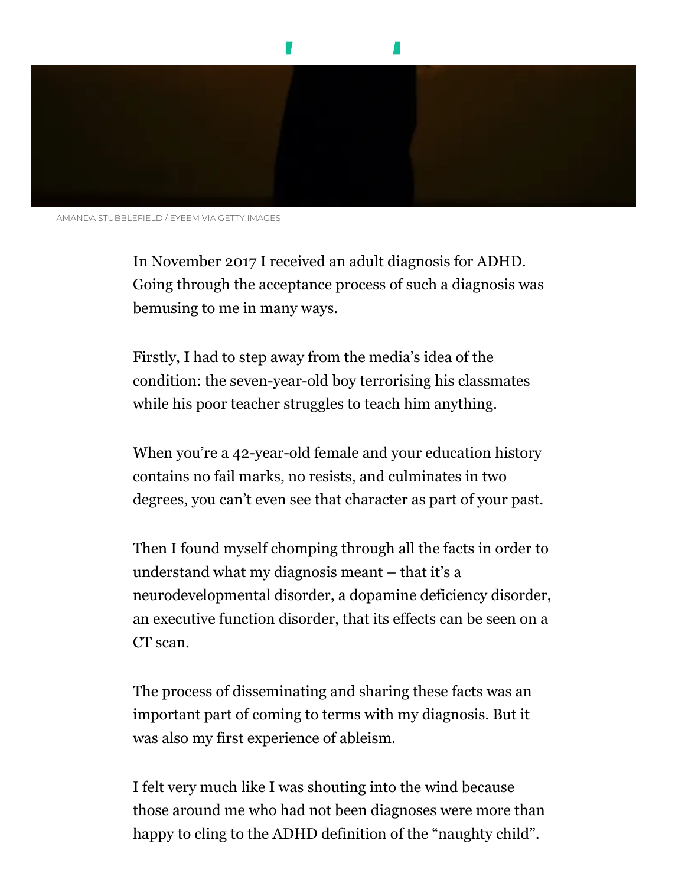AMANDA STUBBLEFIELD / EYEEM VIA GETTY IMAGES

In November 2017 I received an adult diagnosis for ADHD. Going through the acceptance process of such a diagnosis was bemusing to me in many ways.

Firstly, I had to step away from the media's idea of the condition: the seven-year-old boy terrorising his classmates while his poor teacher struggles to teach him anything.

When you're a 42-year-old female and your education history contains no fail marks, no resists, and culminates in two degrees, you can't even see that character as part of your past.

Then I found myself chomping through all the facts in order to understand what my diagnosis meant – that it's a neurodevelopmental disorder, a dopamine deficiency disorder, an executive function disorder, that its effects can be seen on a CT scan.

The process of disseminating and sharing these facts was an important part of coming to terms with my diagnosis. But it was also my first experience of ableism.

I felt very much like I was shouting into the wind because those around me who had not been diagnoses were more than happy to cling to the ADHD definition of the "naughty child".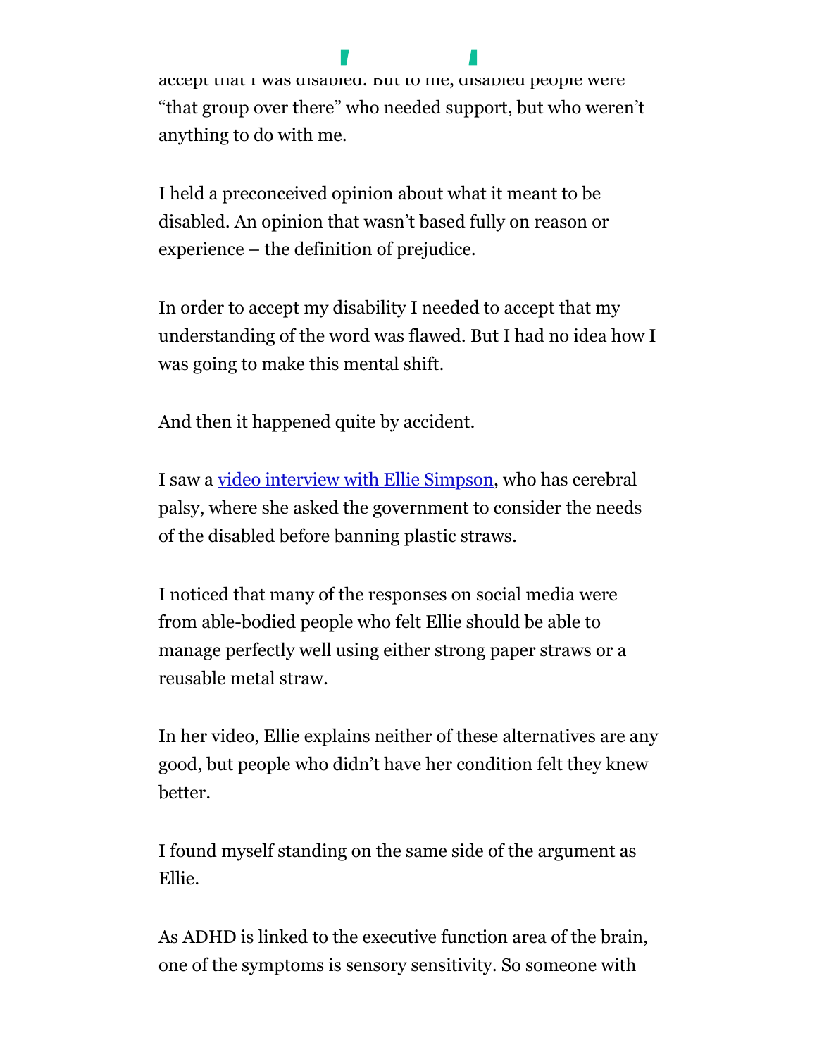accept that I was disabled. But to me, disabled people were "that group over there" who needed support, but who weren't anything to do with me.

I held a preconceived opinion about what it meant to be disabled. An opinion that wasn't based fully on reason or experience – the definition of prejudice.

In order to accept my disability I needed to accept that my understanding of the word was flawed. But I had no idea how I was going to make this mental shift.

And then it happened quite by accident.

I saw a [video interview with Ellie Simpson](), who has cerebral palsy, where she asked the government to consider the needs of the disabled before banning plastic straws.

I noticed that many of the responses on social media were from able-bodied people who felt Ellie should be able to manage perfectly well using either strong paper straws or a reusable metal straw.

In her video, Ellie explains neither of these alternatives are any good, but people who didn't have her condition felt they knew better.

I found myself standing on the same side of the argument as Ellie.

As ADHD is linked to the executive function area of the brain, one of the symptoms is sensory sensitivity. So someone with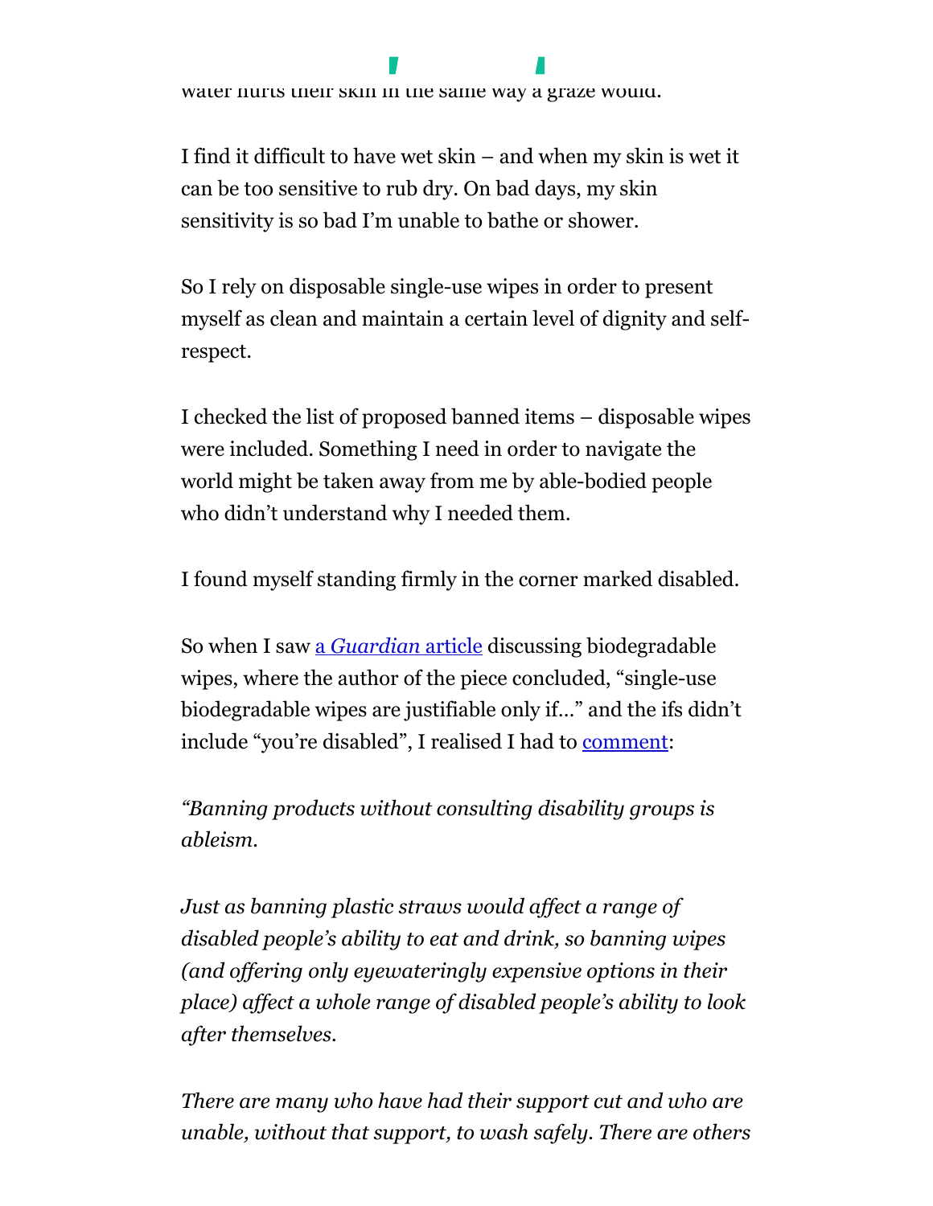water hurts their skin in the same way a graze would.

I find it difficult to have wet skin – and when my skin is wet it can be too sensitive to rub dry. On bad days, my skin sensitivity is so bad I'm unable to bathe or shower.

So I rely on disposable single-use wipes in order to present myself as clean and maintain a certain level of dignity and self-respect.

I checked the list of proposed banned items – disposable wipes were included. Something I need in order to navigate the world might be taken away from me by able-bodied people who didn't understand why I needed them.

I found myself standing firmly in the corner marked disabled.

So when I saw a *Guardian* article discussing biodegradable wipes, where the author of the piece concluded, "single-use biodegradable wipes are justifiable only if…" and the ifs didn't include "you're disabled", I realised I had to comment:

*"Banning products without consulting disability groups is ableism.*

*Just as banning plastic straws would affect a range of disabled people's ability to eat and drink, so banning wipes (and offering only eyewateringly expensive options in their place) affect a whole range of disabled people's ability to look after themselves.*

*There are many who have had their support cut and who are unable, without that support, to wash safely. There are others*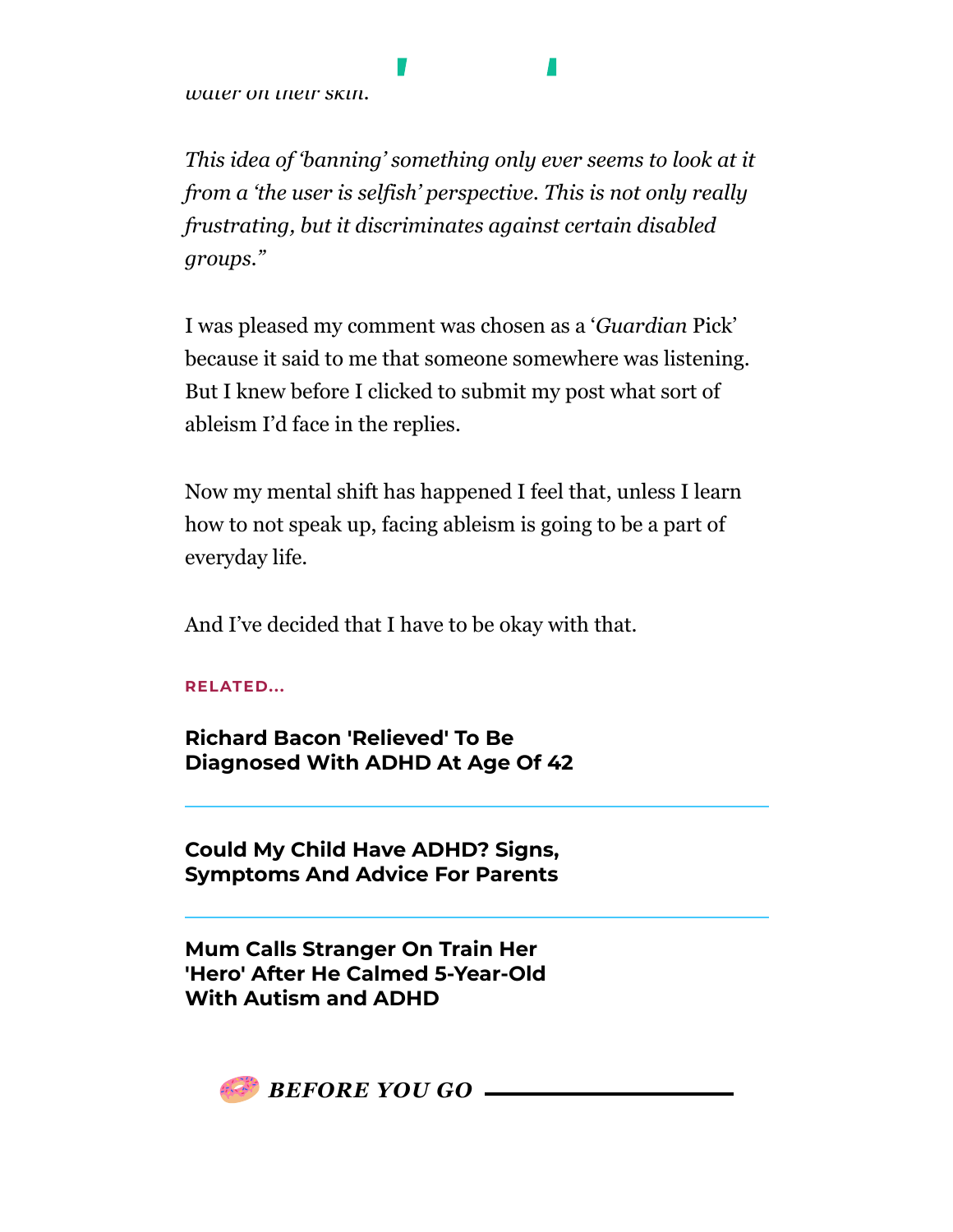*water on their skin.*

*This idea of 'banning' something only ever seems to look at it from a 'the user is selfish' perspective. This is not only really frustrating, but it discriminates against certain disabled groups."*

I was pleased my comment was chosen as a '*Guardian* Pick' because it said to me that someone somewhere was listening. But I knew before I clicked to submit my post what sort of ableism I'd face in the replies.

Now my mental shift has happened I feel that, unless I learn how to not speak up, facing ableism is going to be a part of everyday life.

And I've decided that I have to be okay with that.

**RELATED...**

**Richard Bacon 'Relieved' To Be Diagnosed With ADHD At Age Of 42**

**Could My Child Have ADHD? Signs, Symptoms And Advice For Parents**

**Mum Calls Stranger On Train Her 'Hero' After He Calmed 5-Year-Old With Autism and ADHD**

***BEFORE YOU GO***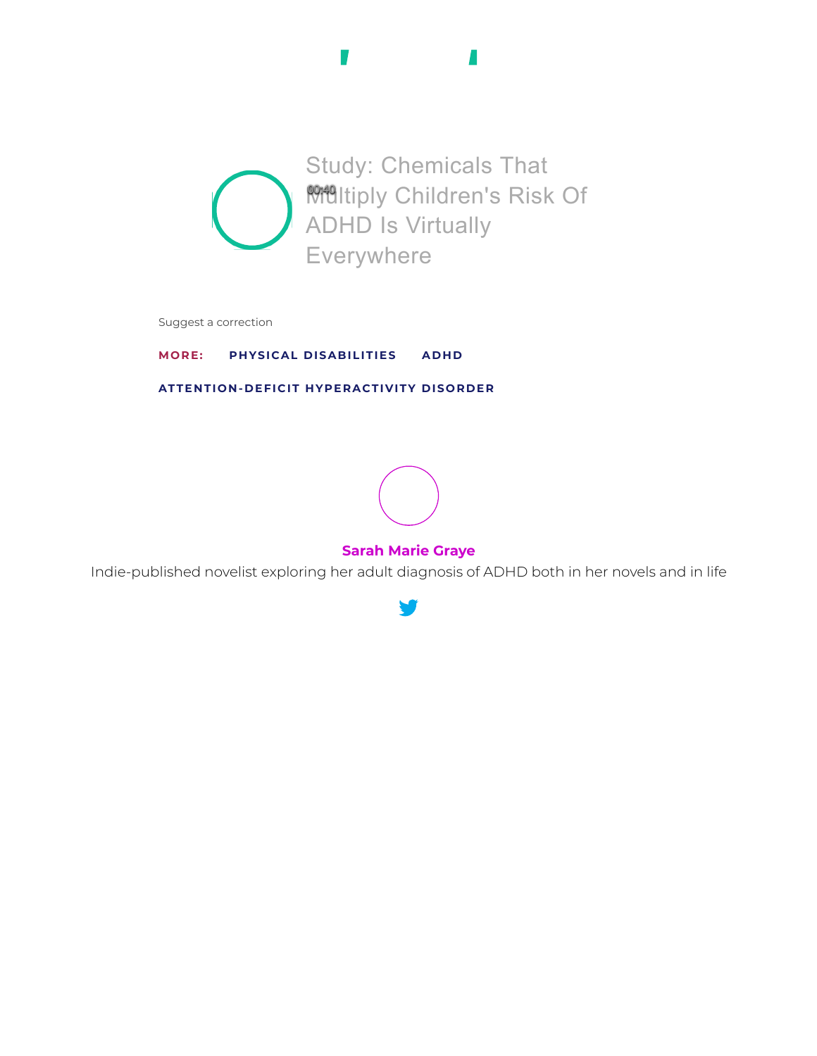Study: Chemicals That Multiply Children's Risk Of ADHD Is Virtually Everywhere

00:40

Suggest a correction

**MORE:** **PHYSICAL DISABILITIES** **ADHD**

**ATTENTION-DEFICIT HYPERACTIVITY DISORDER**

**Sarah Marie Graye**

Indie-published novelist exploring her adult diagnosis of ADHD both in her novels and in life